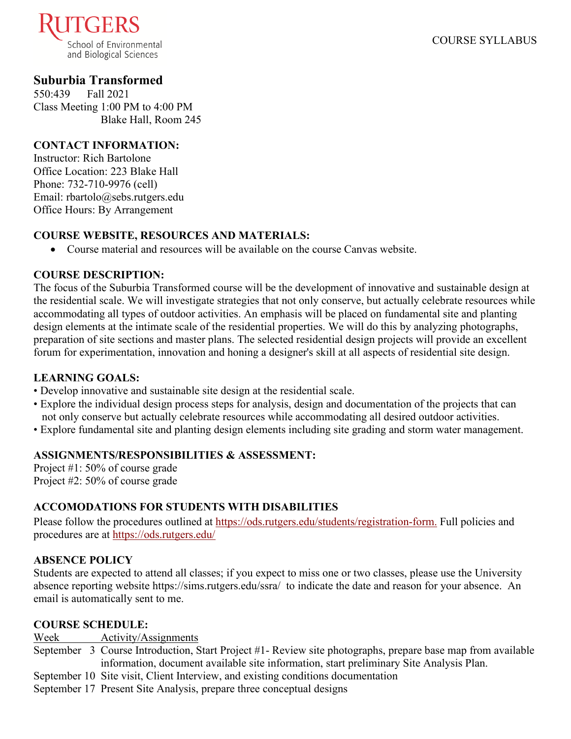RUTGERS
School of Environmental
and Biological Sciences

COURSE SYLLABUS

## Suburbia Transformed

550:439 Fall 2021
Class Meeting 1:00 PM to 4:00 PM
Blake Hall, Room 245

### CONTACT INFORMATION:

Instructor: Rich Bartolone
Office Location: 223 Blake Hall
Phone: 732-710-9976 (cell)
Email: rbartolo@sebs.rutgers.edu
Office Hours: By Arrangement

### COURSE WEBSITE, RESOURCES AND MATERIALS:

- Course material and resources will be available on the course Canvas website.

### COURSE DESCRIPTION:

The focus of the Suburbia Transformed course will be the development of innovative and sustainable design at the residential scale. We will investigate strategies that not only conserve, but actually celebrate resources while accommodating all types of outdoor activities. An emphasis will be placed on fundamental site and planting design elements at the intimate scale of the residential properties. We will do this by analyzing photographs, preparation of site sections and master plans. The selected residential design projects will provide an excellent forum for experimentation, innovation and honing a designer's skill at all aspects of residential site design.

### LEARNING GOALS:

- Develop innovative and sustainable site design at the residential scale.
- Explore the individual design process steps for analysis, design and documentation of the projects that can not only conserve but actually celebrate resources while accommodating all desired outdoor activities.
- Explore fundamental site and planting design elements including site grading and storm water management.

### ASSIGNMENTS/RESPONSIBILITIES & ASSESSMENT:

Project #1: 50% of course grade
Project #2: 50% of course grade

### ACCOMODATIONS FOR STUDENTS WITH DISABILITIES

Please follow the procedures outlined at https://ods.rutgers.edu/students/registration-form. Full policies and procedures are at https://ods.rutgers.edu/

### ABSENCE POLICY

Students are expected to attend all classes; if you expect to miss one or two classes, please use the University absence reporting website https://sims.rutgers.edu/ssra/ to indicate the date and reason for your absence. An email is automatically sent to me.

### COURSE SCHEDULE:

| Week | Activity/Assignments |
| --- | --- |
| September 3 | Course Introduction, Start Project #1- Review site photographs, prepare base map from available information, document available site information, start preliminary Site Analysis Plan. |
| September 10 | Site visit, Client Interview, and existing conditions documentation |
| September 17 | Present Site Analysis, prepare three conceptual designs |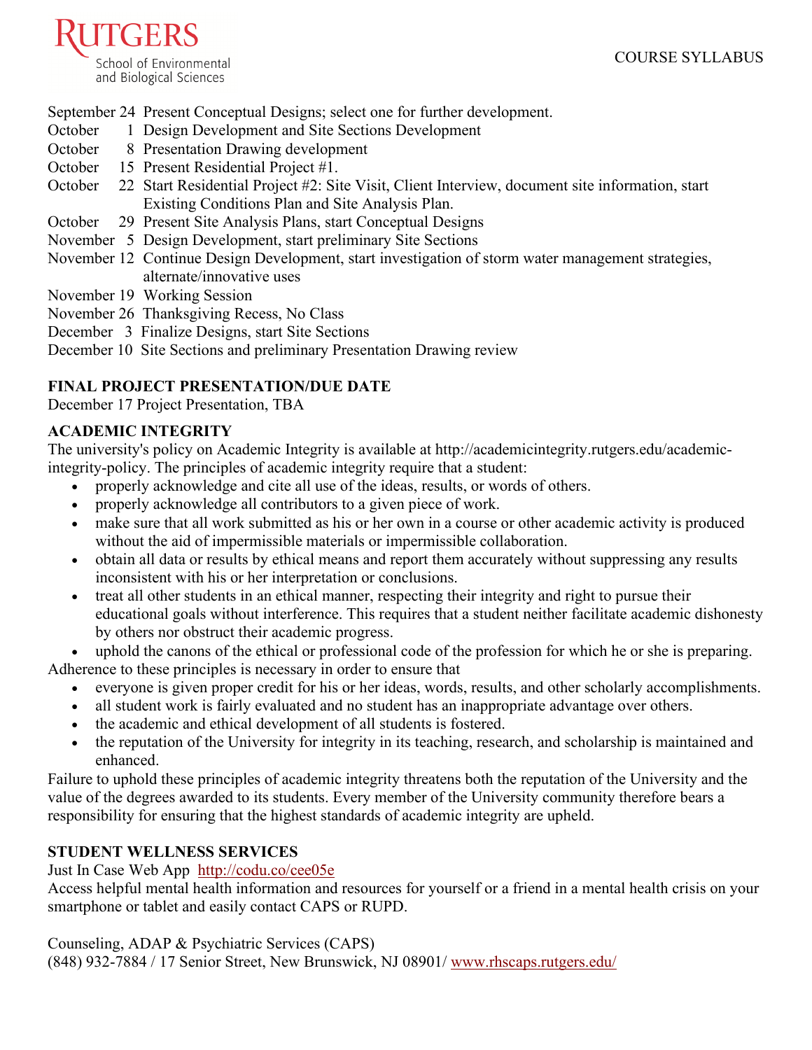September 24 Present Conceptual Designs; select one for further development.
October 1 Design Development and Site Sections Development
October 8 Presentation Drawing development
October 15 Present Residential Project #1.
October 22 Start Residential Project #2: Site Visit, Client Interview, document site information, start Existing Conditions Plan and Site Analysis Plan.
October 29 Present Site Analysis Plans, start Conceptual Designs
November 5 Design Development, start preliminary Site Sections
November 12 Continue Design Development, start investigation of storm water management strategies, alternate/innovative uses
November 19 Working Session
November 26 Thanksgiving Recess, No Class
December 3 Finalize Designs, start Site Sections
December 10 Site Sections and preliminary Presentation Drawing review

**FINAL PROJECT PRESENTATION/DUE DATE**

December 17 Project Presentation, TBA

**ACADEMIC INTEGRITY**

The university's policy on Academic Integrity is available at http://academicintegrity.rutgers.edu/academic-integrity-policy. The principles of academic integrity require that a student:

- properly acknowledge and cite all use of the ideas, results, or words of others.
- properly acknowledge all contributors to a given piece of work.
- make sure that all work submitted as his or her own in a course or other academic activity is produced without the aid of impermissible materials or impermissible collaboration.
- obtain all data or results by ethical means and report them accurately without suppressing any results inconsistent with his or her interpretation or conclusions.
- treat all other students in an ethical manner, respecting their integrity and right to pursue their educational goals without interference. This requires that a student neither facilitate academic dishonesty by others nor obstruct their academic progress.
- uphold the canons of the ethical or professional code of the profession for which he or she is preparing.

Adherence to these principles is necessary in order to ensure that

- everyone is given proper credit for his or her ideas, words, results, and other scholarly accomplishments.
- all student work is fairly evaluated and no student has an inappropriate advantage over others.
- the academic and ethical development of all students is fostered.
- the reputation of the University for integrity in its teaching, research, and scholarship is maintained and enhanced.

Failure to uphold these principles of academic integrity threatens both the reputation of the University and the value of the degrees awarded to its students. Every member of the University community therefore bears a responsibility for ensuring that the highest standards of academic integrity are upheld.

**STUDENT WELLNESS SERVICES**

Just In Case Web App http://codu.co/cee05e

Access helpful mental health information and resources for yourself or a friend in a mental health crisis on your smartphone or tablet and easily contact CAPS or RUPD.

Counseling, ADAP & Psychiatric Services (CAPS)

(848) 932-7884 / 17 Senior Street, New Brunswick, NJ 08901/ www.rhscaps.rutgers.edu/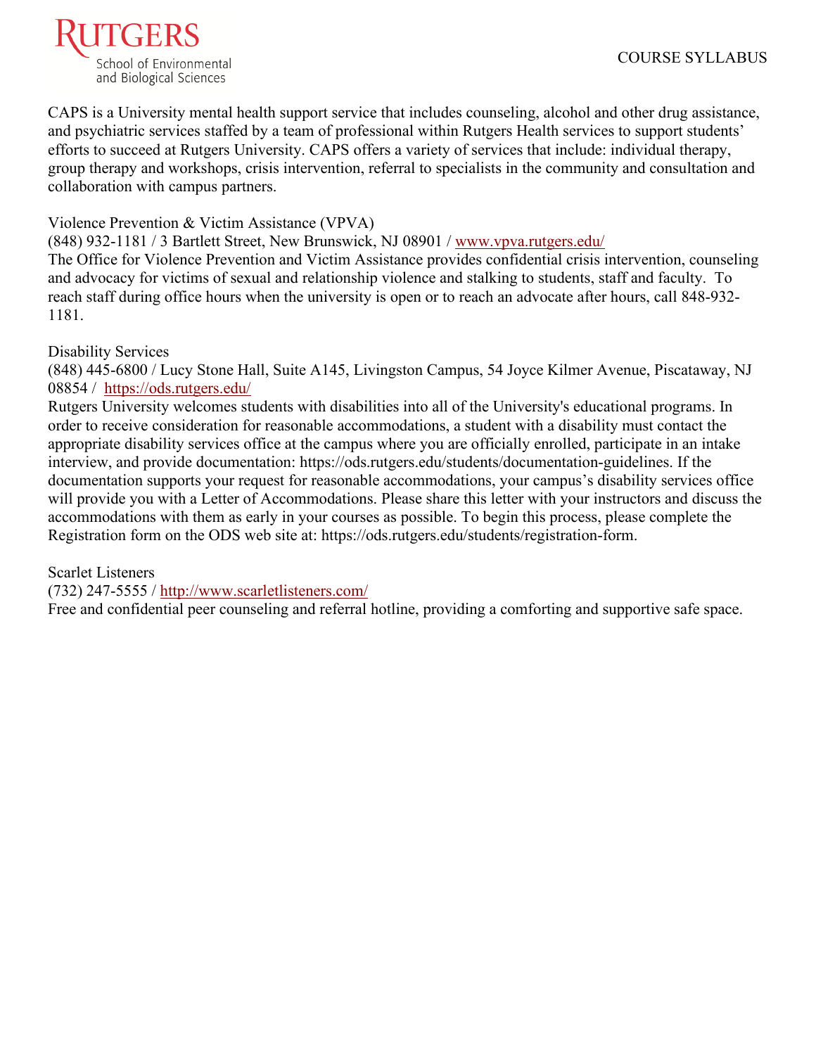CAPS is a University mental health support service that includes counseling, alcohol and other drug assistance, and psychiatric services staffed by a team of professional within Rutgers Health services to support students' efforts to succeed at Rutgers University. CAPS offers a variety of services that include: individual therapy, group therapy and workshops, crisis intervention, referral to specialists in the community and consultation and collaboration with campus partners.

Violence Prevention & Victim Assistance (VPVA)
(848) 932-1181 / 3 Bartlett Street, New Brunswick, NJ 08901 / www.vpva.rutgers.edu/
The Office for Violence Prevention and Victim Assistance provides confidential crisis intervention, counseling and advocacy for victims of sexual and relationship violence and stalking to students, staff and faculty. To reach staff during office hours when the university is open or to reach an advocate after hours, call 848-932-1181.

Disability Services
(848) 445-6800 / Lucy Stone Hall, Suite A145, Livingston Campus, 54 Joyce Kilmer Avenue, Piscataway, NJ 08854 / https://ods.rutgers.edu/
Rutgers University welcomes students with disabilities into all of the University's educational programs. In order to receive consideration for reasonable accommodations, a student with a disability must contact the appropriate disability services office at the campus where you are officially enrolled, participate in an intake interview, and provide documentation: https://ods.rutgers.edu/students/documentation-guidelines. If the documentation supports your request for reasonable accommodations, your campus's disability services office will provide you with a Letter of Accommodations. Please share this letter with your instructors and discuss the accommodations with them as early in your courses as possible. To begin this process, please complete the Registration form on the ODS web site at: https://ods.rutgers.edu/students/registration-form.

Scarlet Listeners
(732) 247-5555 / http://www.scarletlisteners.com/
Free and confidential peer counseling and referral hotline, providing a comforting and supportive safe space.